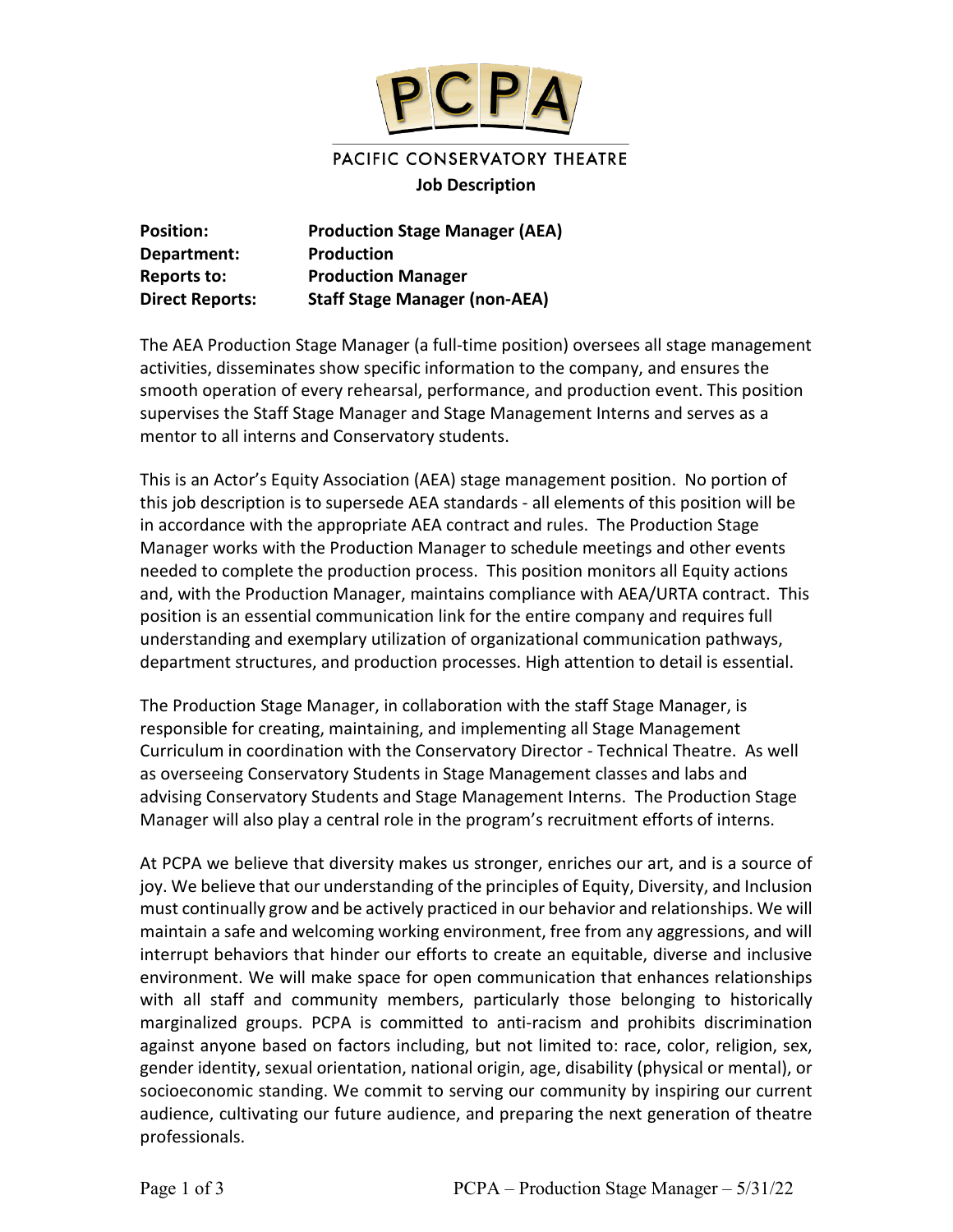# PCPA

PACIFIC CONSERVATORY THEATRE

**Job Description**

**Position:** **Production Stage Manager (AEA)**
**Department:** **Production**
**Reports to:** **Production Manager**
**Direct Reports:** **Staff Stage Manager (non-AEA)**

The AEA Production Stage Manager (a full-time position) oversees all stage management activities, disseminates show specific information to the company, and ensures the smooth operation of every rehearsal, performance, and production event. This position supervises the Staff Stage Manager and Stage Management Interns and serves as a mentor to all interns and Conservatory students.

This is an Actor's Equity Association (AEA) stage management position. No portion of this job description is to supersede AEA standards - all elements of this position will be in accordance with the appropriate AEA contract and rules. The Production Stage Manager works with the Production Manager to schedule meetings and other events needed to complete the production process. This position monitors all Equity actions and, with the Production Manager, maintains compliance with AEA/URTA contract. This position is an essential communication link for the entire company and requires full understanding and exemplary utilization of organizational communication pathways, department structures, and production processes. High attention to detail is essential.

The Production Stage Manager, in collaboration with the staff Stage Manager, is responsible for creating, maintaining, and implementing all Stage Management Curriculum in coordination with the Conservatory Director - Technical Theatre. As well as overseeing Conservatory Students in Stage Management classes and labs and advising Conservatory Students and Stage Management Interns. The Production Stage Manager will also play a central role in the program's recruitment efforts of interns.

At PCPA we believe that diversity makes us stronger, enriches our art, and is a source of joy. We believe that our understanding of the principles of Equity, Diversity, and Inclusion must continually grow and be actively practiced in our behavior and relationships. We will maintain a safe and welcoming working environment, free from any aggressions, and will interrupt behaviors that hinder our efforts to create an equitable, diverse and inclusive environment. We will make space for open communication that enhances relationships with all staff and community members, particularly those belonging to historically marginalized groups. PCPA is committed to anti-racism and prohibits discrimination against anyone based on factors including, but not limited to: race, color, religion, sex, gender identity, sexual orientation, national origin, age, disability (physical or mental), or socioeconomic standing. We commit to serving our community by inspiring our current audience, cultivating our future audience, and preparing the next generation of theatre professionals.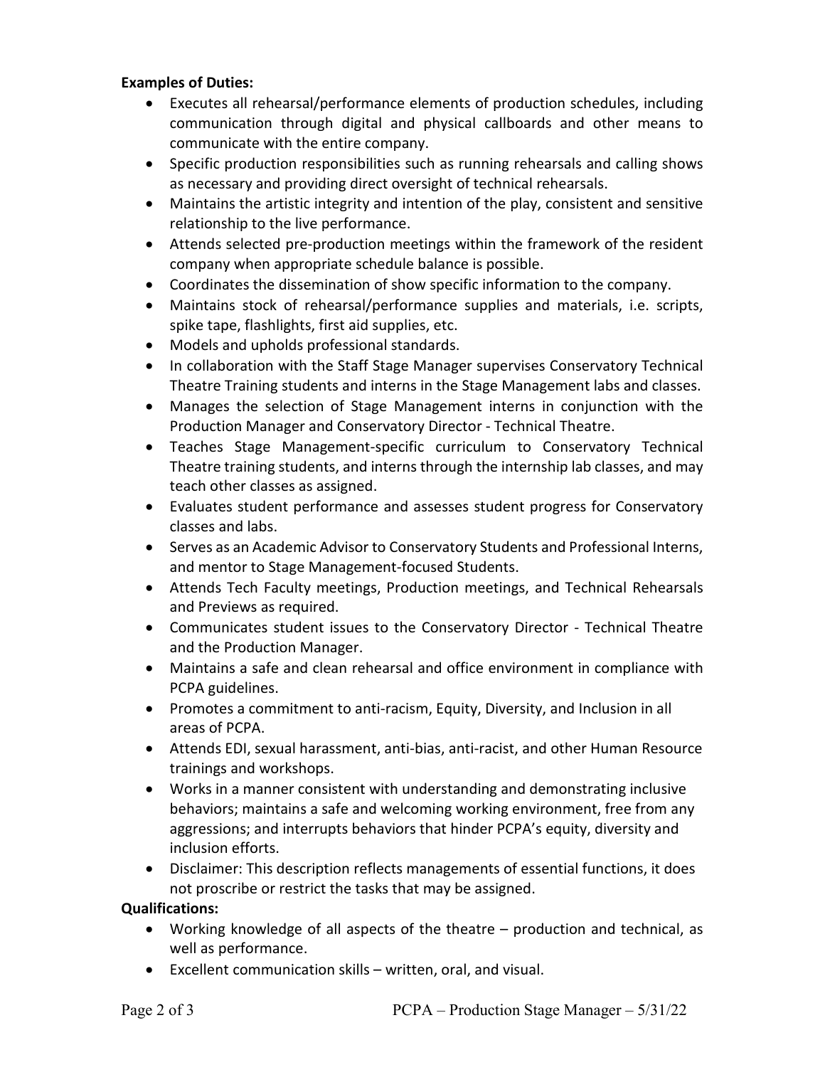**Examples of Duties:**

- Executes all rehearsal/performance elements of production schedules, including communication through digital and physical callboards and other means to communicate with the entire company.
- Specific production responsibilities such as running rehearsals and calling shows as necessary and providing direct oversight of technical rehearsals.
- Maintains the artistic integrity and intention of the play, consistent and sensitive relationship to the live performance.
- Attends selected pre-production meetings within the framework of the resident company when appropriate schedule balance is possible.
- Coordinates the dissemination of show specific information to the company.
- Maintains stock of rehearsal/performance supplies and materials, i.e. scripts, spike tape, flashlights, first aid supplies, etc.
- Models and upholds professional standards.
- In collaboration with the Staff Stage Manager supervises Conservatory Technical Theatre Training students and interns in the Stage Management labs and classes.
- Manages the selection of Stage Management interns in conjunction with the Production Manager and Conservatory Director - Technical Theatre.
- Teaches Stage Management-specific curriculum to Conservatory Technical Theatre training students, and interns through the internship lab classes, and may teach other classes as assigned.
- Evaluates student performance and assesses student progress for Conservatory classes and labs.
- Serves as an Academic Advisor to Conservatory Students and Professional Interns, and mentor to Stage Management-focused Students.
- Attends Tech Faculty meetings, Production meetings, and Technical Rehearsals and Previews as required.
- Communicates student issues to the Conservatory Director - Technical Theatre and the Production Manager.
- Maintains a safe and clean rehearsal and office environment in compliance with PCPA guidelines.
- Promotes a commitment to anti-racism, Equity, Diversity, and Inclusion in all areas of PCPA.
- Attends EDI, sexual harassment, anti-bias, anti-racist, and other Human Resource trainings and workshops.
- Works in a manner consistent with understanding and demonstrating inclusive behaviors; maintains a safe and welcoming working environment, free from any aggressions; and interrupts behaviors that hinder PCPA's equity, diversity and inclusion efforts.
- Disclaimer: This description reflects managements of essential functions, it does not proscribe or restrict the tasks that may be assigned.

**Qualifications:**

- Working knowledge of all aspects of the theatre – production and technical, as well as performance.
- Excellent communication skills – written, oral, and visual.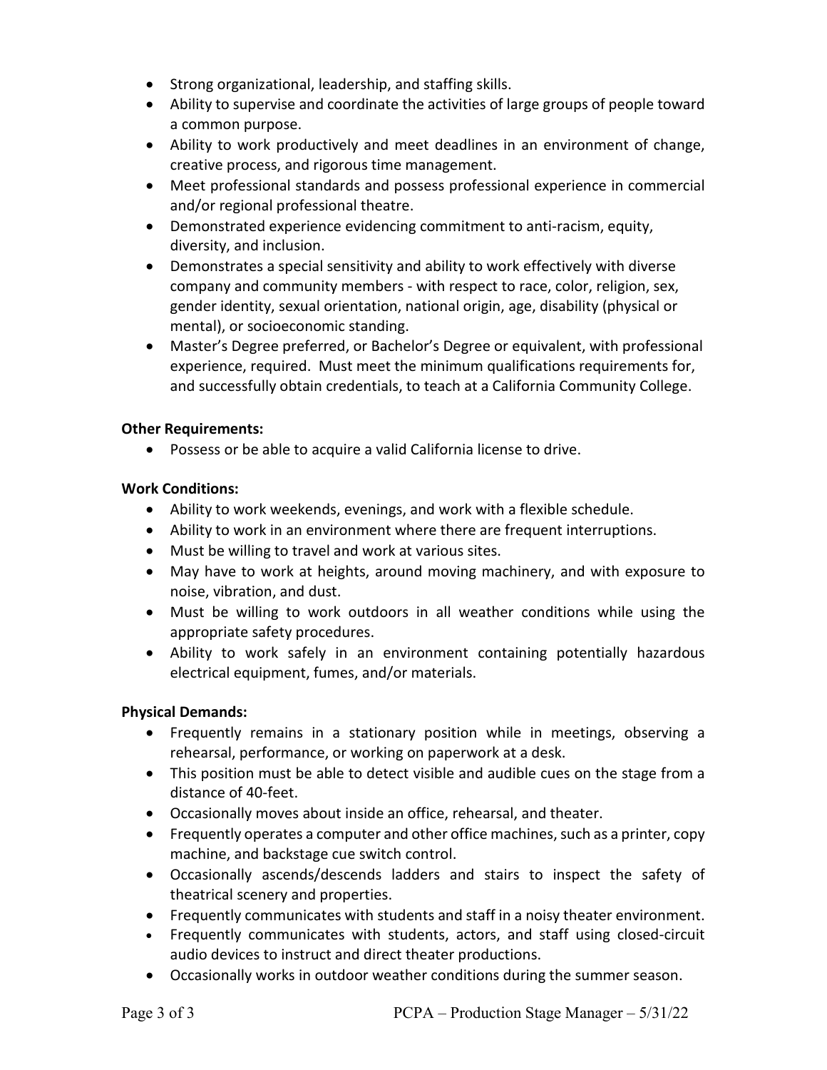- Strong organizational, leadership, and staffing skills.
- Ability to supervise and coordinate the activities of large groups of people toward a common purpose.
- Ability to work productively and meet deadlines in an environment of change, creative process, and rigorous time management.
- Meet professional standards and possess professional experience in commercial and/or regional professional theatre.
- Demonstrated experience evidencing commitment to anti-racism, equity, diversity, and inclusion.
- Demonstrates a special sensitivity and ability to work effectively with diverse company and community members - with respect to race, color, religion, sex, gender identity, sexual orientation, national origin, age, disability (physical or mental), or socioeconomic standing.
- Master's Degree preferred, or Bachelor's Degree or equivalent, with professional experience, required. Must meet the minimum qualifications requirements for, and successfully obtain credentials, to teach at a California Community College.

**Other Requirements:**

- Possess or be able to acquire a valid California license to drive.

**Work Conditions:**

- Ability to work weekends, evenings, and work with a flexible schedule.
- Ability to work in an environment where there are frequent interruptions.
- Must be willing to travel and work at various sites.
- May have to work at heights, around moving machinery, and with exposure to noise, vibration, and dust.
- Must be willing to work outdoors in all weather conditions while using the appropriate safety procedures.
- Ability to work safely in an environment containing potentially hazardous electrical equipment, fumes, and/or materials.

**Physical Demands:**

- Frequently remains in a stationary position while in meetings, observing a rehearsal, performance, or working on paperwork at a desk.
- This position must be able to detect visible and audible cues on the stage from a distance of 40-feet.
- Occasionally moves about inside an office, rehearsal, and theater.
- Frequently operates a computer and other office machines, such as a printer, copy machine, and backstage cue switch control.
- Occasionally ascends/descends ladders and stairs to inspect the safety of theatrical scenery and properties.
- Frequently communicates with students and staff in a noisy theater environment.
- Frequently communicates with students, actors, and staff using closed-circuit audio devices to instruct and direct theater productions.
- Occasionally works in outdoor weather conditions during the summer season.